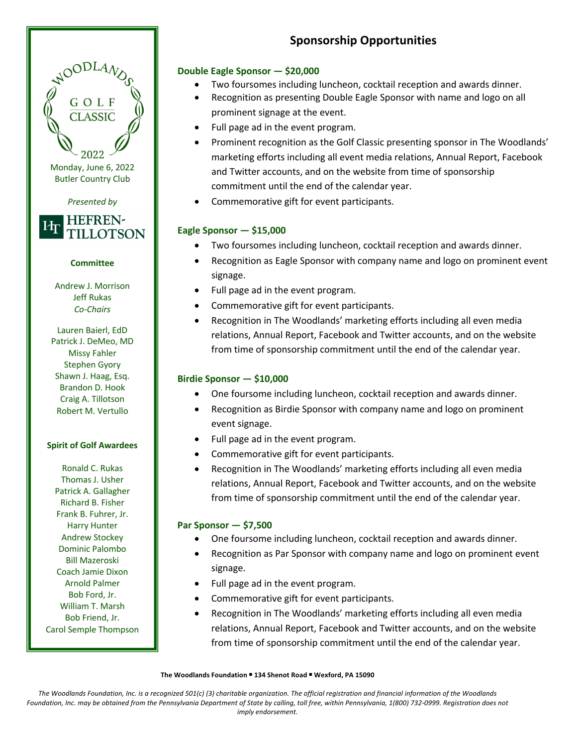WOODLANDS GOLF CLASSIC 2022

Monday, June 6, 2022
Butler Country Club

*Presented by*

HEFREN-TILLOTSON

**Committee**

Andrew J. Morrison
Jeff Rukas
*Co-Chairs*

Lauren Baierl, EdD
Patrick J. DeMeo, MD
Missy Fahler
Stephen Gyory
Shawn J. Haag, Esq.
Brandon D. Hook
Craig A. Tillotson
Robert M. Vertullo

**Spirit of Golf Awardees**

Ronald C. Rukas
Thomas J. Usher
Patrick A. Gallagher
Richard B. Fisher
Frank B. Fuhrer, Jr.
Harry Hunter
Andrew Stockey
Dominic Palombo
Bill Mazeroski
Coach Jamie Dixon
Arnold Palmer
Bob Ford, Jr.
William T. Marsh
Bob Friend, Jr.
Carol Semple Thompson

# Sponsorship Opportunities

**Double Eagle Sponsor — $20,000**

- Two foursomes including luncheon, cocktail reception and awards dinner.
- Recognition as presenting Double Eagle Sponsor with name and logo on all prominent signage at the event.
- Full page ad in the event program.
- Prominent recognition as the Golf Classic presenting sponsor in The Woodlands' marketing efforts including all event media relations, Annual Report, Facebook and Twitter accounts, and on the website from time of sponsorship commitment until the end of the calendar year.
- Commemorative gift for event participants.

**Eagle Sponsor — $15,000**

- Two foursomes including luncheon, cocktail reception and awards dinner.
- Recognition as Eagle Sponsor with company name and logo on prominent event signage.
- Full page ad in the event program.
- Commemorative gift for event participants.
- Recognition in The Woodlands' marketing efforts including all even media relations, Annual Report, Facebook and Twitter accounts, and on the website from time of sponsorship commitment until the end of the calendar year.

**Birdie Sponsor — $10,000**

- One foursome including luncheon, cocktail reception and awards dinner.
- Recognition as Birdie Sponsor with company name and logo on prominent event signage.
- Full page ad in the event program.
- Commemorative gift for event participants.
- Recognition in The Woodlands' marketing efforts including all even media relations, Annual Report, Facebook and Twitter accounts, and on the website from time of sponsorship commitment until the end of the calendar year.

**Par Sponsor — $7,500**

- One foursome including luncheon, cocktail reception and awards dinner.
- Recognition as Par Sponsor with company name and logo on prominent event signage.
- Full page ad in the event program.
- Commemorative gift for event participants.
- Recognition in The Woodlands' marketing efforts including all even media relations, Annual Report, Facebook and Twitter accounts, and on the website from time of sponsorship commitment until the end of the calendar year.

**The Woodlands Foundation ▪ 134 Shenot Road ▪ Wexford, PA 15090**

*The Woodlands Foundation, Inc. is a recognized 501(c) (3) charitable organization. The official registration and financial information of the Woodlands Foundation, Inc. may be obtained from the Pennsylvania Department of State by calling, toll free, within Pennsylvania, 1(800) 732-0999. Registration does not imply endorsement.*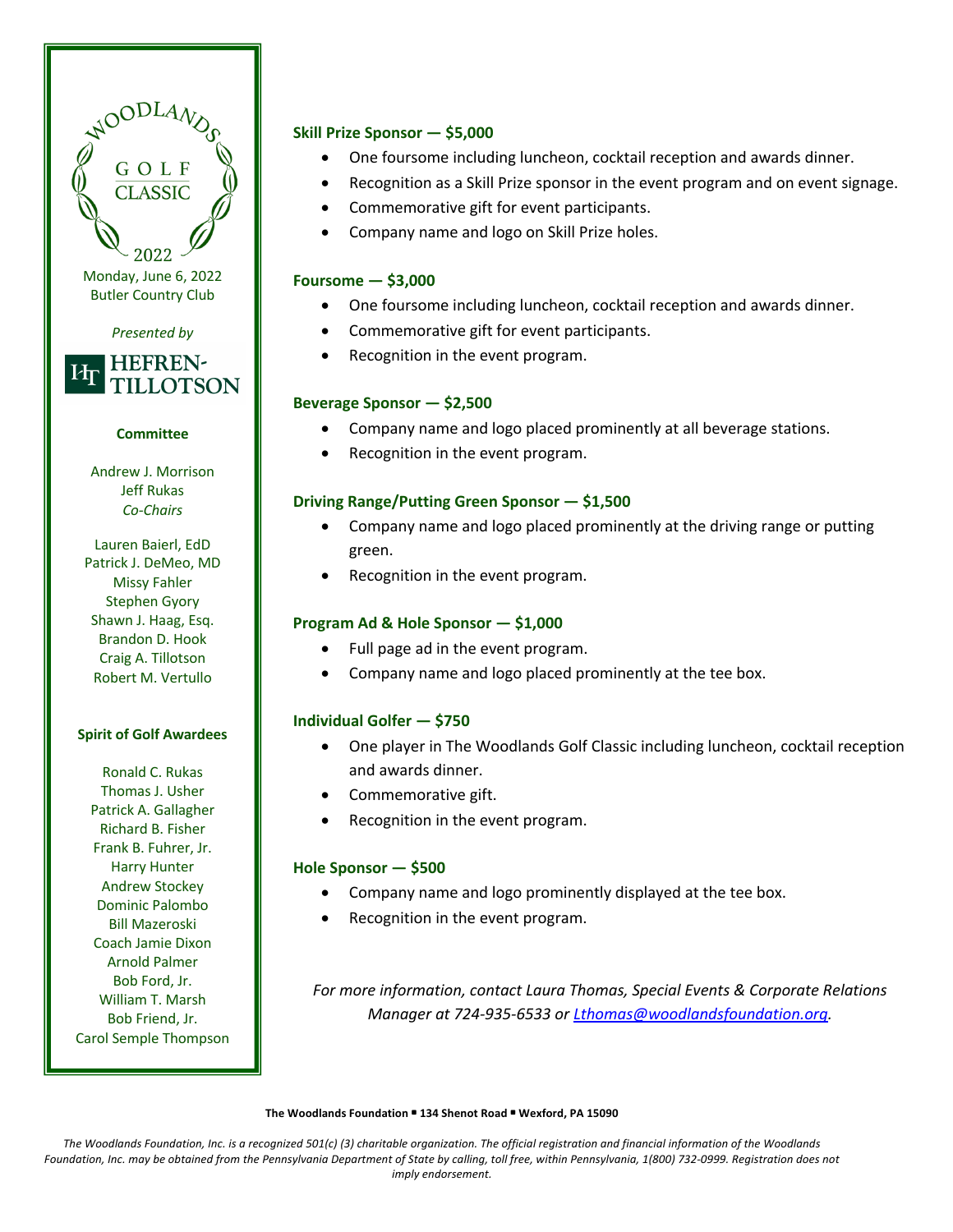WOODLANDS GOLF CLASSIC 2022

Monday, June 6, 2022
Butler Country Club

*Presented by*

HEFREN-TILLOTSON

**Committee**

Andrew J. Morrison
Jeff Rukas
*Co-Chairs*

Lauren Baierl, EdD
Patrick J. DeMeo, MD
Missy Fahler
Stephen Gyory
Shawn J. Haag, Esq.
Brandon D. Hook
Craig A. Tillotson
Robert M. Vertullo

**Spirit of Golf Awardees**

Ronald C. Rukas
Thomas J. Usher
Patrick A. Gallagher
Richard B. Fisher
Frank B. Fuhrer, Jr.
Harry Hunter
Andrew Stockey
Dominic Palombo
Bill Mazeroski
Coach Jamie Dixon
Arnold Palmer
Bob Ford, Jr.
William T. Marsh
Bob Friend, Jr.
Carol Semple Thompson

**Skill Prize Sponsor — $5,000**

- One foursome including luncheon, cocktail reception and awards dinner.
- Recognition as a Skill Prize sponsor in the event program and on event signage.
- Commemorative gift for event participants.
- Company name and logo on Skill Prize holes.

**Foursome — $3,000**

- One foursome including luncheon, cocktail reception and awards dinner.
- Commemorative gift for event participants.
- Recognition in the event program.

**Beverage Sponsor — $2,500**

- Company name and logo placed prominently at all beverage stations.
- Recognition in the event program.

**Driving Range/Putting Green Sponsor — $1,500**

- Company name and logo placed prominently at the driving range or putting green.
- Recognition in the event program.

**Program Ad & Hole Sponsor — $1,000**

- Full page ad in the event program.
- Company name and logo placed prominently at the tee box.

**Individual Golfer — $750**

- One player in The Woodlands Golf Classic including luncheon, cocktail reception and awards dinner.
- Commemorative gift.
- Recognition in the event program.

**Hole Sponsor — $500**

- Company name and logo prominently displayed at the tee box.
- Recognition in the event program.

*For more information, contact Laura Thomas, Special Events & Corporate Relations Manager at 724-935-6533 or [Lthomas@woodlandsfoundation.org](mailto:Lthomas@woodlandsfoundation.org).*

**The Woodlands Foundation ▪ 134 Shenot Road ▪ Wexford, PA 15090**

*The Woodlands Foundation, Inc. is a recognized 501(c) (3) charitable organization. The official registration and financial information of the Woodlands Foundation, Inc. may be obtained from the Pennsylvania Department of State by calling, toll free, within Pennsylvania, 1(800) 732-0999. Registration does not imply endorsement.*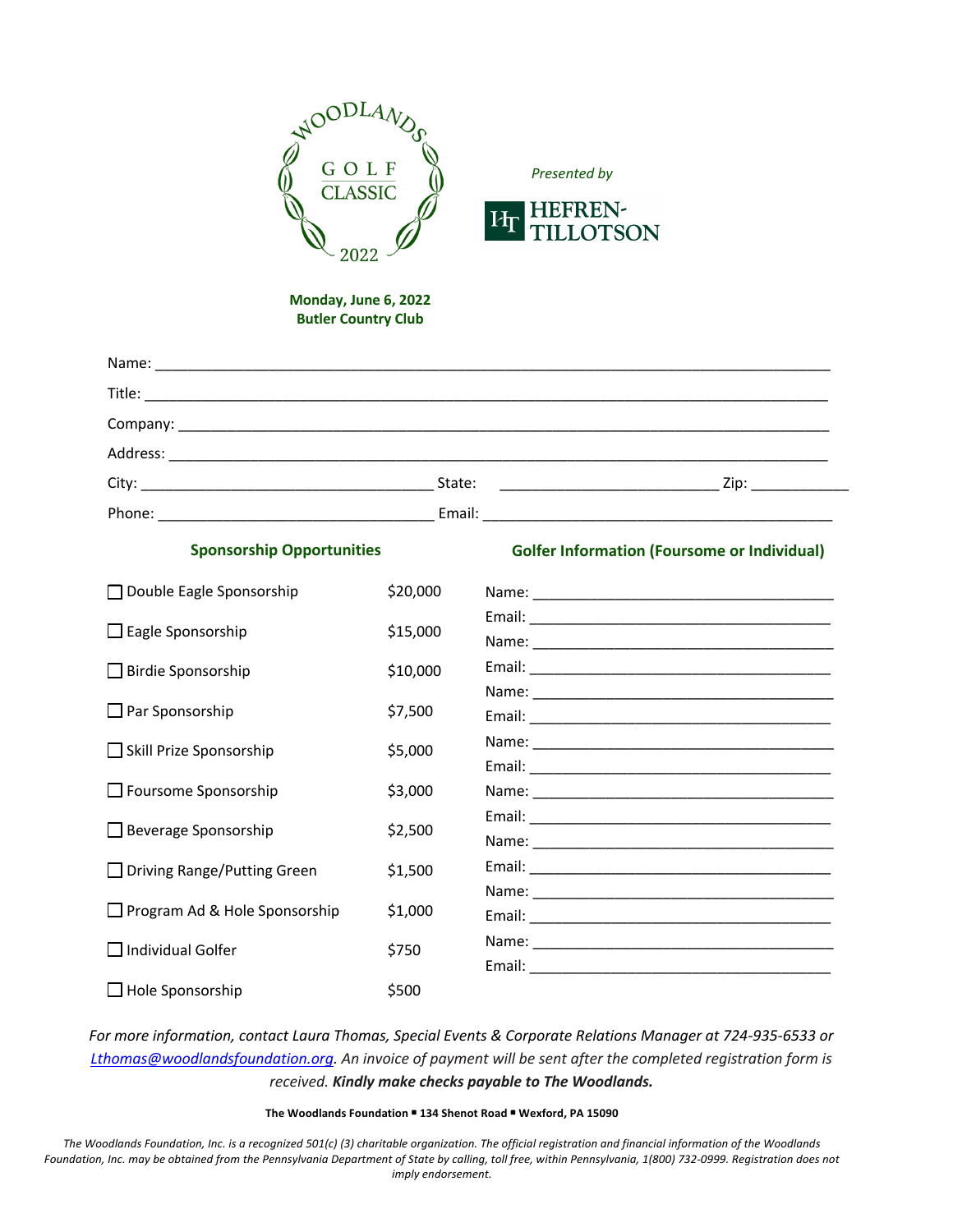# WOODLANDS GOLF CLASSIC 2022

*Presented by*

HEFREN-TILLOTSON

**Monday, June 6, 2022**
**Butler Country Club**

Name: ______________________________________________

Title: ______________________________________________

Company: ___________________________________________

Address: ____________________________________________

City: ______________________ State: ______________ Zip: __________

Phone: _____________________ Email: ______________________

## Sponsorship Opportunities

| | |
|---|---|
| ☐ Double Eagle Sponsorship | $20,000 |
| ☐ Eagle Sponsorship | $15,000 |
| ☐ Birdie Sponsorship | $10,000 |
| ☐ Par Sponsorship | $7,500 |
| ☐ Skill Prize Sponsorship | $5,000 |
| ☐ Foursome Sponsorship | $3,000 |
| ☐ Beverage Sponsorship | $2,500 |
| ☐ Driving Range/Putting Green | $1,500 |
| ☐ Program Ad & Hole Sponsorship | $1,000 |
| ☐ Individual Golfer | $750 |
| ☐ Hole Sponsorship | $500 |

## Golfer Information (Foursome or Individual)

Name: ______________________________
Email: ______________________________

Name: ______________________________
Email: ______________________________

Name: ______________________________
Email: ______________________________

Name: ______________________________
Email: ______________________________

Name: ______________________________
Email: ______________________________

Name: ______________________________
Email: ______________________________

Name: ______________________________
Email: ______________________________

Name: ______________________________
Email: ______________________________

*For more information, contact Laura Thomas, Special Events & Corporate Relations Manager at 724-935-6533 or [Lthomas@woodlandsfoundation.org](mailto:Lthomas@woodlandsfoundation.org). An invoice of payment will be sent after the completed registration form is received.* ***Kindly make checks payable to The Woodlands.***

**The Woodlands Foundation ▪ 134 Shenot Road ▪ Wexford, PA 15090**

*The Woodlands Foundation, Inc. is a recognized 501(c) (3) charitable organization. The official registration and financial information of the Woodlands Foundation, Inc. may be obtained from the Pennsylvania Department of State by calling, toll free, within Pennsylvania, 1(800) 732-0999. Registration does not imply endorsement.*